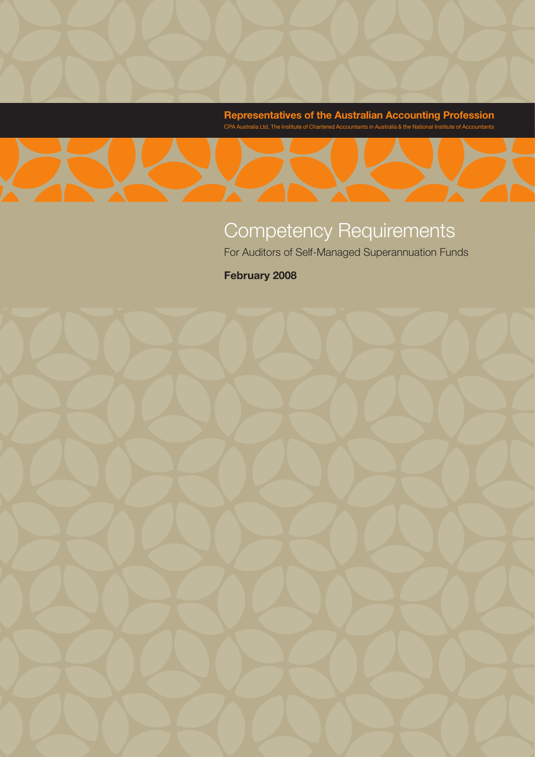**Representatives of the Australian Accounting Profession**

CPA Australia Ltd, The Institute of Chartered Accountants in Australia & the National Institute of Accountants

# Competency Requirements

## For Auditors of Self-Managed Superannuation Funds

**February 2008**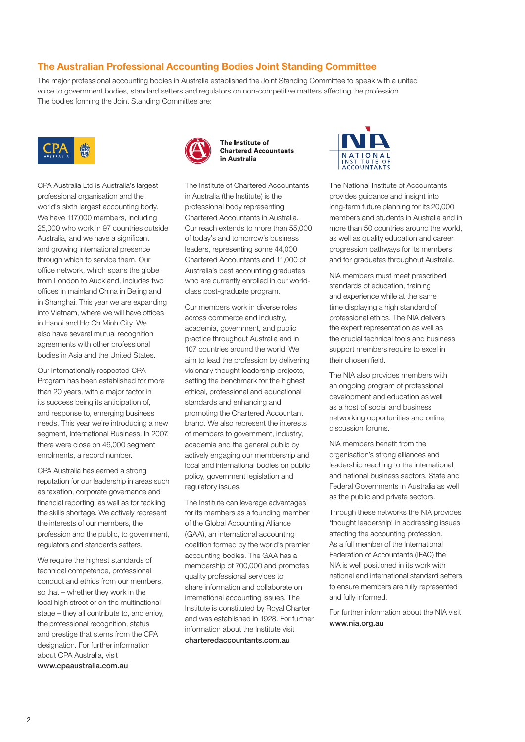## The Australian Professional Accounting Bodies Joint Standing Committee

The major professional accounting bodies in Australia established the Joint Standing Committee to speak with a united voice to government bodies, standard setters and regulators on non-competitive matters affecting the profession. The bodies forming the Joint Standing Committee are:

CPA Australia Ltd is Australia's largest professional organisation and the world's sixth largest accounting body. We have 117,000 members, including 25,000 who work in 97 countries outside Australia, and we have a significant and growing international presence through which to service them. Our office network, which spans the globe from London to Auckland, includes two offices in mainland China in Bejing and in Shanghai. This year we are expanding into Vietnam, where we will have offices in Hanoi and Ho Ch Minh City. We also have several mutual recognition agreements with other professional bodies in Asia and the United States.

Our internationally respected CPA Program has been established for more than 20 years, with a major factor in its success being its anticipation of, and response to, emerging business needs. This year we're introducing a new segment, International Business. In 2007, there were close on 46,000 segment enrolments, a record number.

CPA Australia has earned a strong reputation for our leadership in areas such as taxation, corporate governance and financial reporting, as well as for tackling the skills shortage. We actively represent the interests of our members, the profession and the public, to government, regulators and standards setters.

We require the highest standards of technical competence, professional conduct and ethics from our members, so that – whether they work in the local high street or on the multinational stage – they all contribute to, and enjoy, the professional recognition, status and prestige that stems from the CPA designation. For further information about CPA Australia, visit **www.cpaaustralia.com.au**

**The Institute of Chartered Accountants in Australia**

The Institute of Chartered Accountants in Australia (the Institute) is the professional body representing Chartered Accountants in Australia. Our reach extends to more than 55,000 of today's and tomorrow's business leaders, representing some 44,000 Chartered Accountants and 11,000 of Australia's best accounting graduates who are currently enrolled in our world-class post-graduate program.

Our members work in diverse roles across commerce and industry, academia, government, and public practice throughout Australia and in 107 countries around the world. We aim to lead the profession by delivering visionary thought leadership projects, setting the benchmark for the highest ethical, professional and educational standards and enhancing and promoting the Chartered Accountant brand. We also represent the interests of members to government, industry, academia and the general public by actively engaging our membership and local and international bodies on public policy, government legislation and regulatory issues.

The Institute can leverage advantages for its members as a founding member of the Global Accounting Alliance (GAA), an international accounting coalition formed by the world's premier accounting bodies. The GAA has a membership of 700,000 and promotes quality professional services to share information and collaborate on international accounting issues. The Institute is constituted by Royal Charter and was established in 1928. For further information about the Institute visit **charteredaccountants.com.au**

The National Institute of Accountants provides guidance and insight into long-term future planning for its 20,000 members and students in Australia and in more than 50 countries around the world, as well as quality education and career progression pathways for its members and for graduates throughout Australia.

NIA members must meet prescribed standards of education, training and experience while at the same time displaying a high standard of professional ethics. The NIA delivers the expert representation as well as the crucial technical tools and business support members require to excel in their chosen field.

The NIA also provides members with an ongoing program of professional development and education as well as a host of social and business networking opportunities and online discussion forums.

NIA members benefit from the organisation's strong alliances and leadership reaching to the international and national business sectors, State and Federal Governments in Australia as well as the public and private sectors.

Through these networks the NIA provides 'thought leadership' in addressing issues affecting the accounting profession. As a full member of the International Federation of Accountants (IFAC) the NIA is well positioned in its work with national and international standard setters to ensure members are fully represented and fully informed.

For further information about the NIA visit **www.nia.org.au**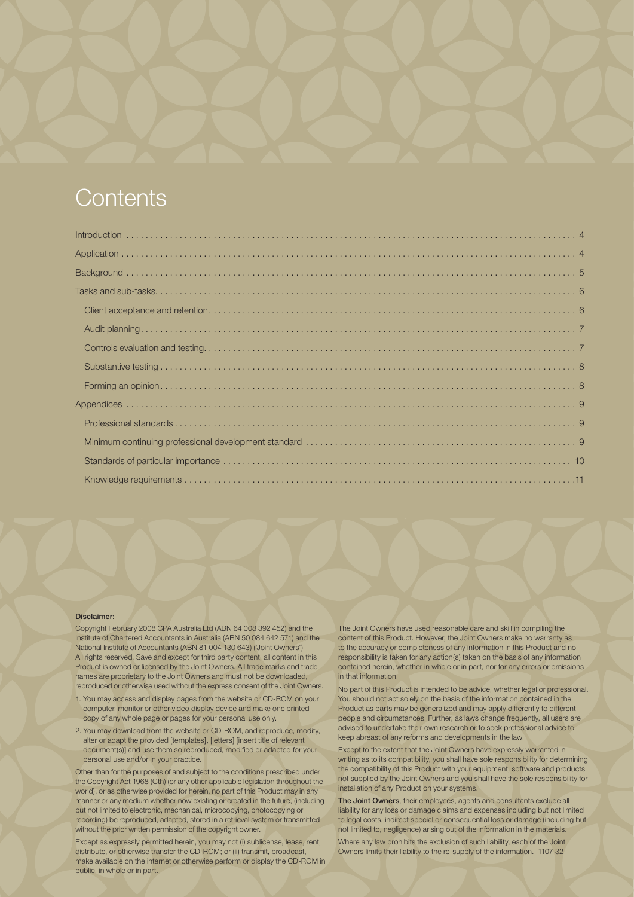# Contents

- Introduction .... 4
- Application .... 4
- Background .... 5
- Tasks and sub-tasks .... 6
  - Client acceptance and retention .... 6
  - Audit planning .... 7
  - Controls evaluation and testing .... 7
  - Substantive testing .... 8
  - Forming an opinion .... 8
- Appendices .... 9
  - Professional standards .... 9
  - Minimum continuing professional development standard .... 9
  - Standards of particular importance .... 10
  - Knowledge requirements .... 11

**Disclaimer:**

Copyright February 2008 CPA Australia Ltd (ABN 64 008 392 452) and the Institute of Chartered Accountants in Australia (ABN 50 084 642 571) and the National Institute of Accountants (ABN 81 004 130 643) ('Joint Owners') All rights reserved. Save and except for third party content, all content in this Product is owned or licensed by the Joint Owners. All trade marks and trade names are proprietary to the Joint Owners and must not be downloaded, reproduced or otherwise used without the express consent of the Joint Owners.

1. You may access and display pages from the website or CD-ROM on your computer, monitor or other video display device and make one printed copy of any whole page or pages for your personal use only.
2. You may download from the website or CD-ROM, and reproduce, modify, alter or adapt the provided [templates], [letters] [insert title of relevant document(s)] and use them so reproduced, modified or adapted for your personal use and/or in your practice.

Other than for the purposes of and subject to the conditions prescribed under the Copyright Act 1968 (Cth) (or any other applicable legislation throughout the world), or as otherwise provided for herein, no part of this Product may in any manner or any medium whether now existing or created in the future, (including but not limited to electronic, mechanical, microcopying, photocopying or recording) be reproduced, adapted, stored in a retrieval system or transmitted without the prior written permission of the copyright owner.

Except as expressly permitted herein, you may not (i) sublicense, lease, rent, distribute, or otherwise transfer the CD-ROM; or (ii) transmit, broadcast, make available on the internet or otherwise perform or display the CD-ROM in public, in whole or in part.

The Joint Owners have used reasonable care and skill in compiling the content of this Product. However, the Joint Owners make no warranty as to the accuracy or completeness of any information in this Product and no responsibility is taken for any action(s) taken on the basis of any information contained herein, whether in whole or in part, nor for any errors or omissions in that information.

No part of this Product is intended to be advice, whether legal or professional. You should not act solely on the basis of the information contained in the Product as parts may be generalized and may apply differently to different people and circumstances. Further, as laws change frequently, all users are advised to undertake their own research or to seek professional advice to keep abreast of any reforms and developments in the law.

Except to the extent that the Joint Owners have expressly warranted in writing as to its compatibility, you shall have sole responsibility for determining the compatibility of this Product with your equipment, software and products not supplied by the Joint Owners and you shall have the sole responsibility for installation of any Product on your systems.

**The Joint Owners**, their employees, agents and consultants exclude all liability for any loss or damage claims and expenses including but not limited to legal costs, indirect special or consequential loss or damage (including but not limited to, negligence) arising out of the information in the materials.

Where any law prohibits the exclusion of such liability, each of the Joint Owners limits their liability to the re-supply of the information. 1107-32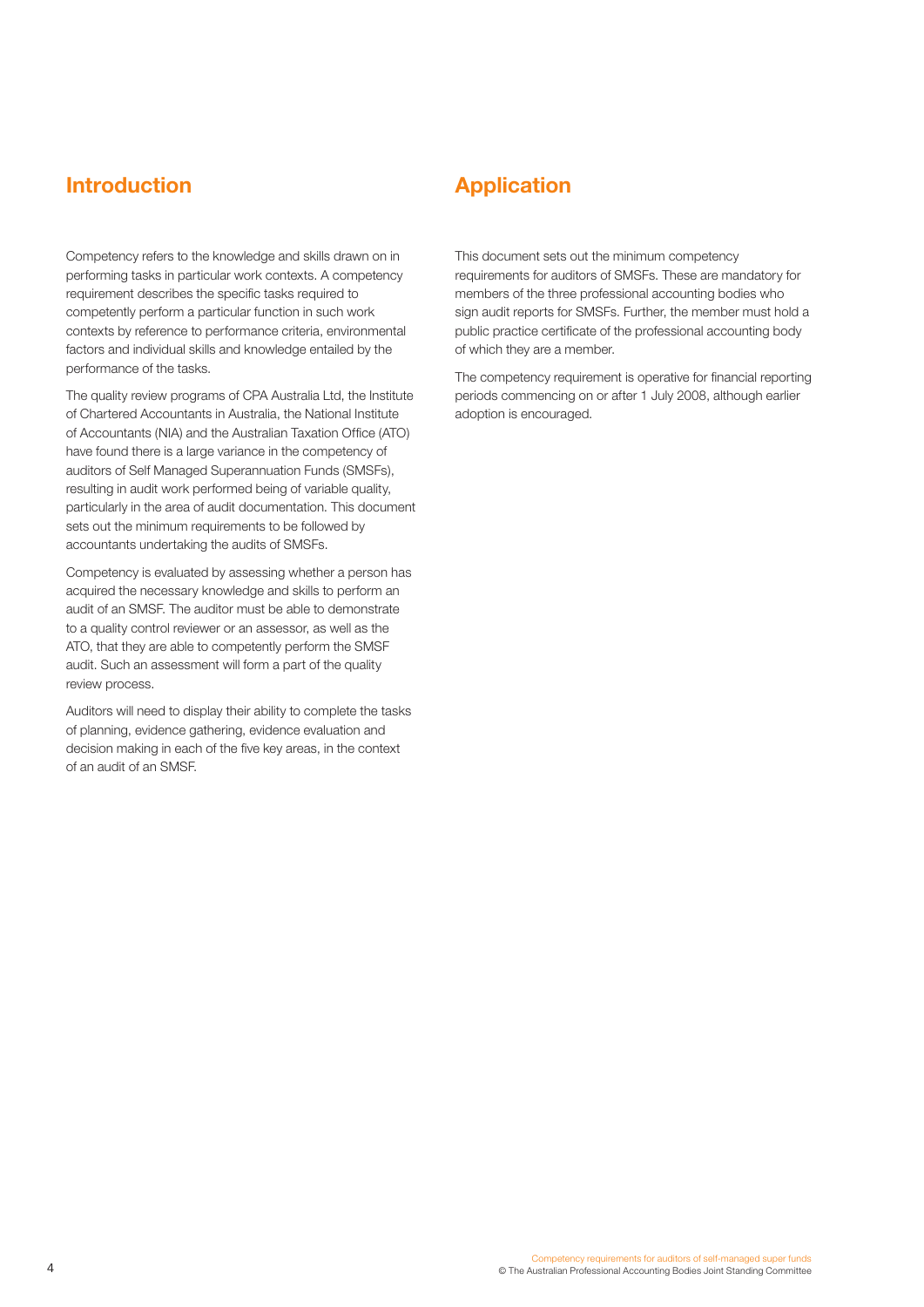## Introduction

Competency refers to the knowledge and skills drawn on in performing tasks in particular work contexts. A competency requirement describes the specific tasks required to competently perform a particular function in such work contexts by reference to performance criteria, environmental factors and individual skills and knowledge entailed by the performance of the tasks.

The quality review programs of CPA Australia Ltd, the Institute of Chartered Accountants in Australia, the National Institute of Accountants (NIA) and the Australian Taxation Office (ATO) have found there is a large variance in the competency of auditors of Self Managed Superannuation Funds (SMSFs), resulting in audit work performed being of variable quality, particularly in the area of audit documentation. This document sets out the minimum requirements to be followed by accountants undertaking the audits of SMSFs.

Competency is evaluated by assessing whether a person has acquired the necessary knowledge and skills to perform an audit of an SMSF. The auditor must be able to demonstrate to a quality control reviewer or an assessor, as well as the ATO, that they are able to competently perform the SMSF audit. Such an assessment will form a part of the quality review process.

Auditors will need to display their ability to complete the tasks of planning, evidence gathering, evidence evaluation and decision making in each of the five key areas, in the context of an audit of an SMSF.

## Application

This document sets out the minimum competency requirements for auditors of SMSFs. These are mandatory for members of the three professional accounting bodies who sign audit reports for SMSFs. Further, the member must hold a public practice certificate of the professional accounting body of which they are a member.

The competency requirement is operative for financial reporting periods commencing on or after 1 July 2008, although earlier adoption is encouraged.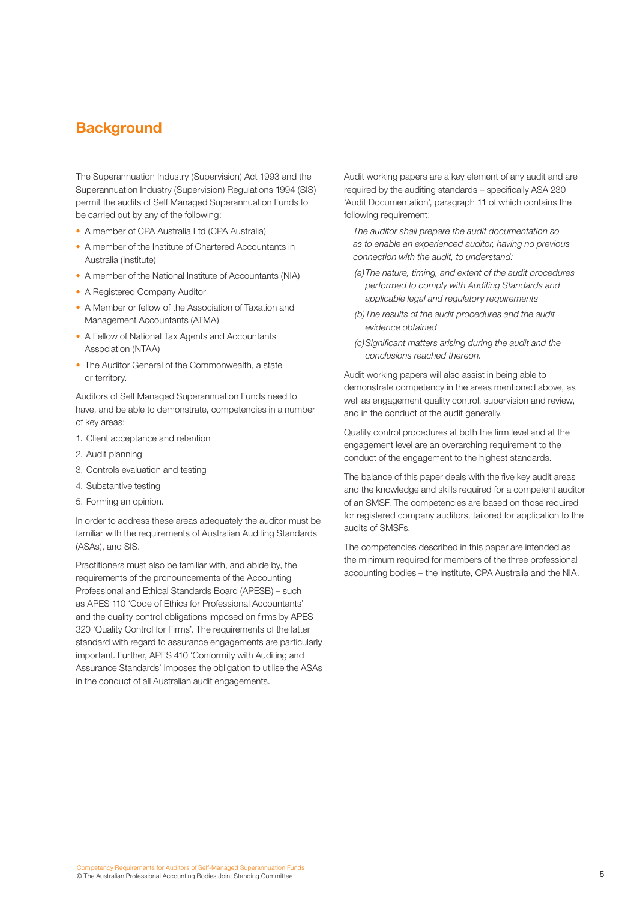# Background

The Superannuation Industry (Supervision) Act 1993 and the Superannuation Industry (Supervision) Regulations 1994 (SIS) permit the audits of Self Managed Superannuation Funds to be carried out by any of the following:

- A member of CPA Australia Ltd (CPA Australia)
- A member of the Institute of Chartered Accountants in Australia (Institute)
- A member of the National Institute of Accountants (NIA)
- A Registered Company Auditor
- A Member or fellow of the Association of Taxation and Management Accountants (ATMA)
- A Fellow of National Tax Agents and Accountants Association (NTAA)
- The Auditor General of the Commonwealth, a state or territory.

Auditors of Self Managed Superannuation Funds need to have, and be able to demonstrate, competencies in a number of key areas:

1. Client acceptance and retention
2. Audit planning
3. Controls evaluation and testing
4. Substantive testing
5. Forming an opinion.

In order to address these areas adequately the auditor must be familiar with the requirements of Australian Auditing Standards (ASAs), and SIS.

Practitioners must also be familiar with, and abide by, the requirements of the pronouncements of the Accounting Professional and Ethical Standards Board (APESB) – such as APES 110 'Code of Ethics for Professional Accountants' and the quality control obligations imposed on firms by APES 320 'Quality Control for Firms'. The requirements of the latter standard with regard to assurance engagements are particularly important. Further, APES 410 'Conformity with Auditing and Assurance Standards' imposes the obligation to utilise the ASAs in the conduct of all Australian audit engagements.

Audit working papers are a key element of any audit and are required by the auditing standards – specifically ASA 230 'Audit Documentation', paragraph 11 of which contains the following requirement:

> *The auditor shall prepare the audit documentation so as to enable an experienced auditor, having no previous connection with the audit, to understand:*
>
> *(a) The nature, timing, and extent of the audit procedures performed to comply with Auditing Standards and applicable legal and regulatory requirements*
>
> *(b) The results of the audit procedures and the audit evidence obtained*
>
> *(c) Significant matters arising during the audit and the conclusions reached thereon.*

Audit working papers will also assist in being able to demonstrate competency in the areas mentioned above, as well as engagement quality control, supervision and review, and in the conduct of the audit generally.

Quality control procedures at both the firm level and at the engagement level are an overarching requirement to the conduct of the engagement to the highest standards.

The balance of this paper deals with the five key audit areas and the knowledge and skills required for a competent auditor of an SMSF. The competencies are based on those required for registered company auditors, tailored for application to the audits of SMSFs.

The competencies described in this paper are intended as the minimum required for members of the three professional accounting bodies – the Institute, CPA Australia and the NIA.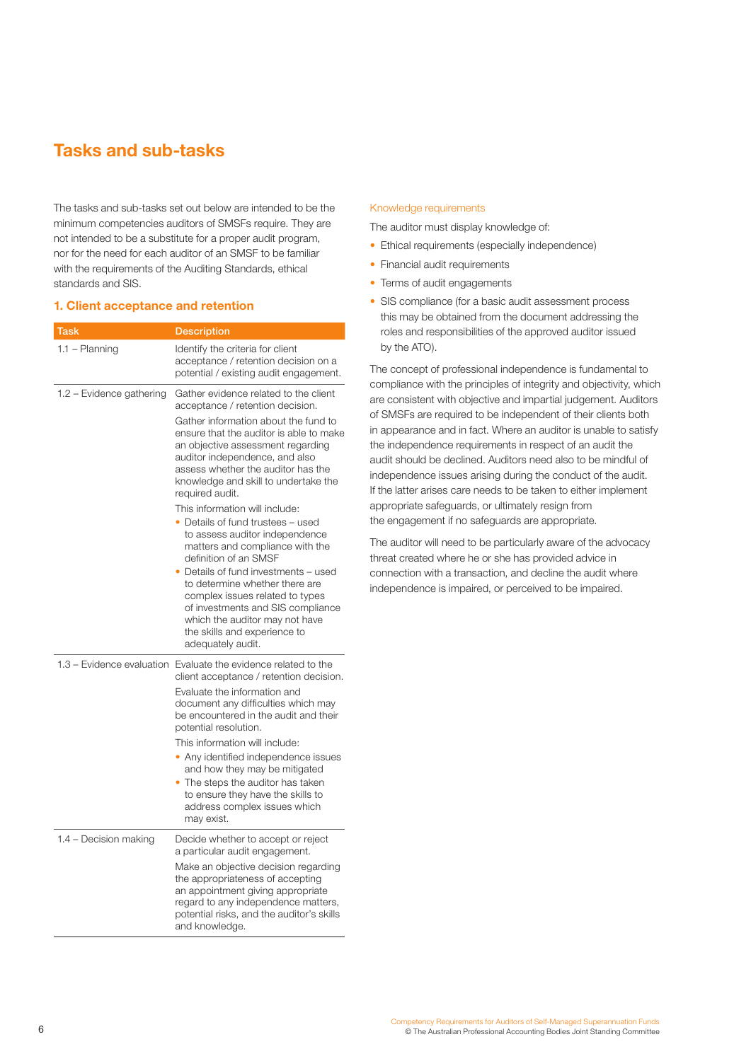# Tasks and sub-tasks

The tasks and sub-tasks set out below are intended to be the minimum competencies auditors of SMSFs require. They are not intended to be a substitute for a proper audit program, nor for the need for each auditor of an SMSF to be familiar with the requirements of the Auditing Standards, ethical standards and SIS.

## 1. Client acceptance and retention

| Task | Description |
|---|---|
| 1.1 – Planning | Identify the criteria for client acceptance / retention decision on a potential / existing audit engagement. |
| 1.2 – Evidence gathering | Gather evidence related to the client acceptance / retention decision.<br><br>Gather information about the fund to ensure that the auditor is able to make an objective assessment regarding auditor independence, and also assess whether the auditor has the knowledge and skill to undertake the required audit.<br><br>This information will include:<br>• Details of fund trustees – used to assess auditor independence matters and compliance with the definition of an SMSF<br>• Details of fund investments – used to determine whether there are complex issues related to types of investments and SIS compliance which the auditor may not have the skills and experience to adequately audit. |
| 1.3 – Evidence evaluation | Evaluate the evidence related to the client acceptance / retention decision.<br><br>Evaluate the information and document any difficulties which may be encountered in the audit and their potential resolution.<br><br>This information will include:<br>• Any identified independence issues and how they may be mitigated<br>• The steps the auditor has taken to ensure they have the skills to address complex issues which may exist. |
| 1.4 – Decision making | Decide whether to accept or reject a particular audit engagement.<br><br>Make an objective decision regarding the appropriateness of accepting an appointment giving appropriate regard to any independence matters, potential risks, and the auditor's skills and knowledge. |

### Knowledge requirements

The auditor must display knowledge of:

- Ethical requirements (especially independence)
- Financial audit requirements
- Terms of audit engagements
- SIS compliance (for a basic audit assessment process this may be obtained from the document addressing the roles and responsibilities of the approved auditor issued by the ATO).

The concept of professional independence is fundamental to compliance with the principles of integrity and objectivity, which are consistent with objective and impartial judgement. Auditors of SMSFs are required to be independent of their clients both in appearance and in fact. Where an auditor is unable to satisfy the independence requirements in respect of an audit the audit should be declined. Auditors need also to be mindful of independence issues arising during the conduct of the audit. If the latter arises care needs to be taken to either implement appropriate safeguards, or ultimately resign from the engagement if no safeguards are appropriate.

The auditor will need to be particularly aware of the advocacy threat created where he or she has provided advice in connection with a transaction, and decline the audit where independence is impaired, or perceived to be impaired.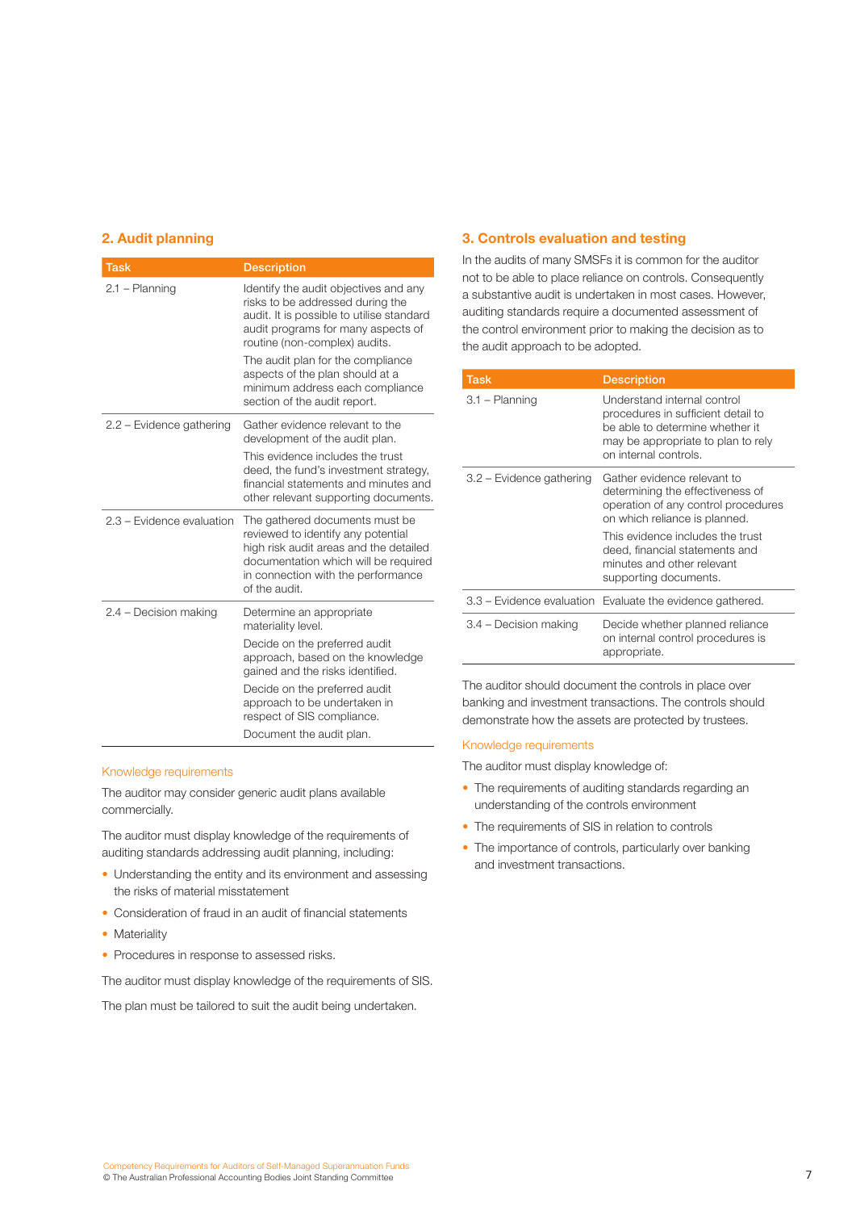## 2. Audit planning

| Task | Description |
|---|---|
| 2.1 – Planning | Identify the audit objectives and any risks to be addressed during the audit. It is possible to utilise standard audit programs for many aspects of routine (non-complex) audits.<br><br>The audit plan for the compliance aspects of the plan should at a minimum address each compliance section of the audit report. |
| 2.2 – Evidence gathering | Gather evidence relevant to the development of the audit plan.<br><br>This evidence includes the trust deed, the fund's investment strategy, financial statements and minutes and other relevant supporting documents. |
| 2.3 – Evidence evaluation | The gathered documents must be reviewed to identify any potential high risk audit areas and the detailed documentation which will be required in connection with the performance of the audit. |
| 2.4 – Decision making | Determine an appropriate materiality level.<br><br>Decide on the preferred audit approach, based on the knowledge gained and the risks identified.<br><br>Decide on the preferred audit approach to be undertaken in respect of SIS compliance.<br><br>Document the audit plan. |

### Knowledge requirements

The auditor may consider generic audit plans available commercially.

The auditor must display knowledge of the requirements of auditing standards addressing audit planning, including:

- Understanding the entity and its environment and assessing the risks of material misstatement
- Consideration of fraud in an audit of financial statements
- Materiality
- Procedures in response to assessed risks.

The auditor must display knowledge of the requirements of SIS.

The plan must be tailored to suit the audit being undertaken.

## 3. Controls evaluation and testing

In the audits of many SMSFs it is common for the auditor not to be able to place reliance on controls. Consequently a substantive audit is undertaken in most cases. However, auditing standards require a documented assessment of the control environment prior to making the decision as to the audit approach to be adopted.

| Task | Description |
|---|---|
| 3.1 – Planning | Understand internal control procedures in sufficient detail to be able to determine whether it may be appropriate to plan to rely on internal controls. |
| 3.2 – Evidence gathering | Gather evidence relevant to determining the effectiveness of operation of any control procedures on which reliance is planned.<br><br>This evidence includes the trust deed, financial statements and minutes and other relevant supporting documents. |
| 3.3 – Evidence evaluation | Evaluate the evidence gathered. |
| 3.4 – Decision making | Decide whether planned reliance on internal control procedures is appropriate. |

The auditor should document the controls in place over banking and investment transactions. The controls should demonstrate how the assets are protected by trustees.

### Knowledge requirements

The auditor must display knowledge of:

- The requirements of auditing standards regarding an understanding of the controls environment
- The requirements of SIS in relation to controls
- The importance of controls, particularly over banking and investment transactions.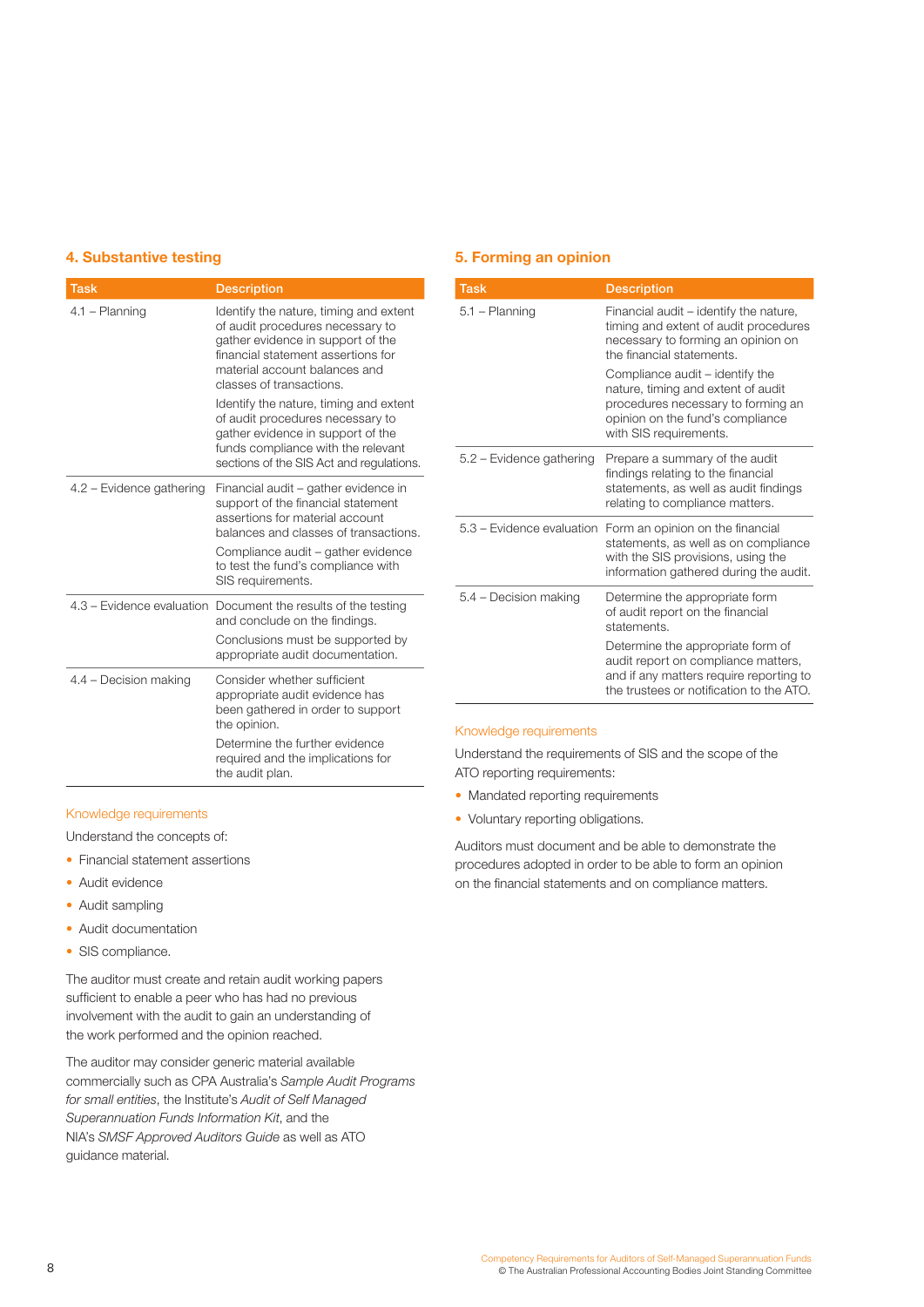## 4. Substantive testing

| Task | Description |
|---|---|
| 4.1 – Planning | Identify the nature, timing and extent of audit procedures necessary to gather evidence in support of the financial statement assertions for material account balances and classes of transactions.<br><br>Identify the nature, timing and extent of audit procedures necessary to gather evidence in support of the funds compliance with the relevant sections of the SIS Act and regulations. |
| 4.2 – Evidence gathering | Financial audit – gather evidence in support of the financial statement assertions for material account balances and classes of transactions.<br><br>Compliance audit – gather evidence to test the fund's compliance with SIS requirements. |
| 4.3 – Evidence evaluation | Document the results of the testing and conclude on the findings.<br><br>Conclusions must be supported by appropriate audit documentation. |
| 4.4 – Decision making | Consider whether sufficient appropriate audit evidence has been gathered in order to support the opinion.<br><br>Determine the further evidence required and the implications for the audit plan. |

### Knowledge requirements

Understand the concepts of:

- Financial statement assertions
- Audit evidence
- Audit sampling
- Audit documentation
- SIS compliance.

The auditor must create and retain audit working papers sufficient to enable a peer who has had no previous involvement with the audit to gain an understanding of the work performed and the opinion reached.

The auditor may consider generic material available commercially such as CPA Australia's *Sample Audit Programs for small entities*, the Institute's *Audit of Self Managed Superannuation Funds Information Kit*, and the NIA's *SMSF Approved Auditors Guide* as well as ATO guidance material.

## 5. Forming an opinion

| Task | Description |
|---|---|
| 5.1 – Planning | Financial audit – identify the nature, timing and extent of audit procedures necessary to forming an opinion on the financial statements.<br><br>Compliance audit – identify the nature, timing and extent of audit procedures necessary to forming an opinion on the fund's compliance with SIS requirements. |
| 5.2 – Evidence gathering | Prepare a summary of the audit findings relating to the financial statements, as well as audit findings relating to compliance matters. |
| 5.3 – Evidence evaluation | Form an opinion on the financial statements, as well as on compliance with the SIS provisions, using the information gathered during the audit. |
| 5.4 – Decision making | Determine the appropriate form of audit report on the financial statements.<br><br>Determine the appropriate form of audit report on compliance matters, and if any matters require reporting to the trustees or notification to the ATO. |

### Knowledge requirements

Understand the requirements of SIS and the scope of the ATO reporting requirements:

- Mandated reporting requirements
- Voluntary reporting obligations.

Auditors must document and be able to demonstrate the procedures adopted in order to be able to form an opinion on the financial statements and on compliance matters.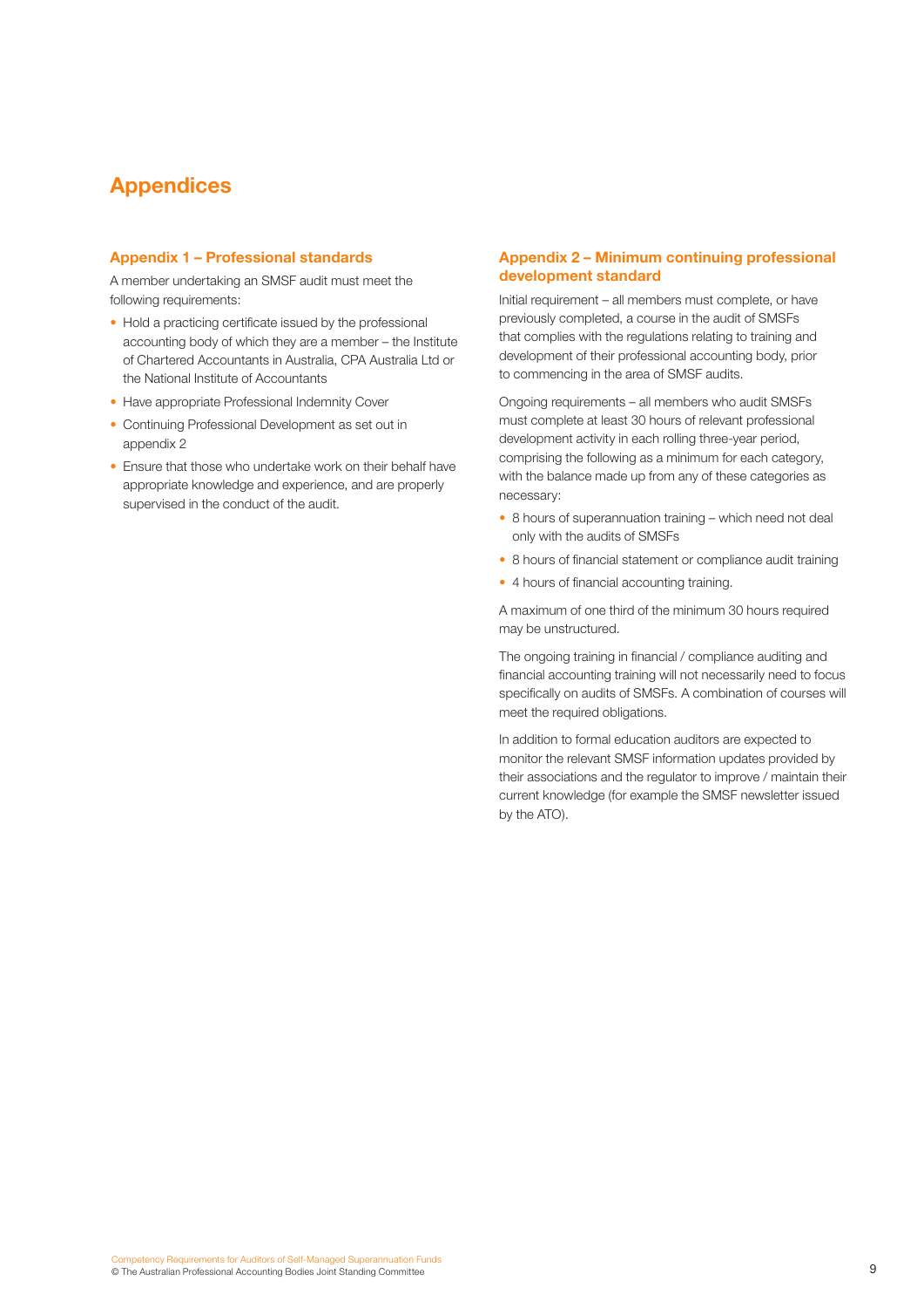# Appendices

## Appendix 1 – Professional standards

A member undertaking an SMSF audit must meet the following requirements:

- Hold a practicing certificate issued by the professional accounting body of which they are a member – the Institute of Chartered Accountants in Australia, CPA Australia Ltd or the National Institute of Accountants
- Have appropriate Professional Indemnity Cover
- Continuing Professional Development as set out in appendix 2
- Ensure that those who undertake work on their behalf have appropriate knowledge and experience, and are properly supervised in the conduct of the audit.

## Appendix 2 – Minimum continuing professional development standard

Initial requirement – all members must complete, or have previously completed, a course in the audit of SMSFs that complies with the regulations relating to training and development of their professional accounting body, prior to commencing in the area of SMSF audits.

Ongoing requirements – all members who audit SMSFs must complete at least 30 hours of relevant professional development activity in each rolling three-year period, comprising the following as a minimum for each category, with the balance made up from any of these categories as necessary:

- 8 hours of superannuation training – which need not deal only with the audits of SMSFs
- 8 hours of financial statement or compliance audit training
- 4 hours of financial accounting training.

A maximum of one third of the minimum 30 hours required may be unstructured.

The ongoing training in financial / compliance auditing and financial accounting training will not necessarily need to focus specifically on audits of SMSFs. A combination of courses will meet the required obligations.

In addition to formal education auditors are expected to monitor the relevant SMSF information updates provided by their associations and the regulator to improve / maintain their current knowledge (for example the SMSF newsletter issued by the ATO).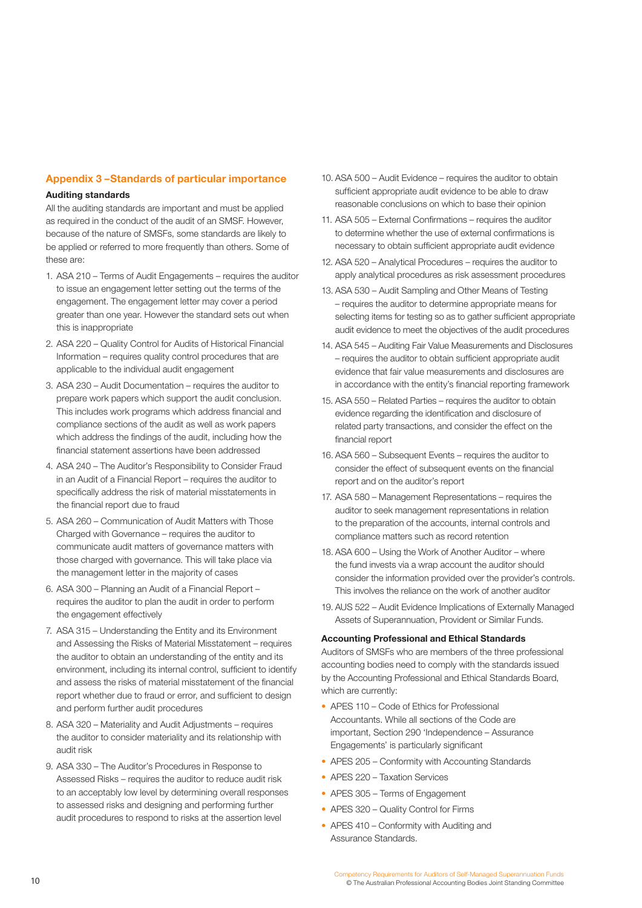## Appendix 3 –Standards of particular importance

### Auditing standards

All the auditing standards are important and must be applied as required in the conduct of the audit of an SMSF. However, because of the nature of SMSFs, some standards are likely to be applied or referred to more frequently than others. Some of these are:

1. ASA 210 – Terms of Audit Engagements – requires the auditor to issue an engagement letter setting out the terms of the engagement. The engagement letter may cover a period greater than one year. However the standard sets out when this is inappropriate
2. ASA 220 – Quality Control for Audits of Historical Financial Information – requires quality control procedures that are applicable to the individual audit engagement
3. ASA 230 – Audit Documentation – requires the auditor to prepare work papers which support the audit conclusion. This includes work programs which address financial and compliance sections of the audit as well as work papers which address the findings of the audit, including how the financial statement assertions have been addressed
4. ASA 240 – The Auditor's Responsibility to Consider Fraud in an Audit of a Financial Report – requires the auditor to specifically address the risk of material misstatements in the financial report due to fraud
5. ASA 260 – Communication of Audit Matters with Those Charged with Governance – requires the auditor to communicate audit matters of governance matters with those charged with governance. This will take place via the management letter in the majority of cases
6. ASA 300 – Planning an Audit of a Financial Report – requires the auditor to plan the audit in order to perform the engagement effectively
7. ASA 315 – Understanding the Entity and its Environment and Assessing the Risks of Material Misstatement – requires the auditor to obtain an understanding of the entity and its environment, including its internal control, sufficient to identify and assess the risks of material misstatement of the financial report whether due to fraud or error, and sufficient to design and perform further audit procedures
8. ASA 320 – Materiality and Audit Adjustments – requires the auditor to consider materiality and its relationship with audit risk
9. ASA 330 – The Auditor's Procedures in Response to Assessed Risks – requires the auditor to reduce audit risk to an acceptably low level by determining overall responses to assessed risks and designing and performing further audit procedures to respond to risks at the assertion level
10. ASA 500 – Audit Evidence – requires the auditor to obtain sufficient appropriate audit evidence to be able to draw reasonable conclusions on which to base their opinion
11. ASA 505 – External Confirmations – requires the auditor to determine whether the use of external confirmations is necessary to obtain sufficient appropriate audit evidence
12. ASA 520 – Analytical Procedures – requires the auditor to apply analytical procedures as risk assessment procedures
13. ASA 530 – Audit Sampling and Other Means of Testing – requires the auditor to determine appropriate means for selecting items for testing so as to gather sufficient appropriate audit evidence to meet the objectives of the audit procedures
14. ASA 545 – Auditing Fair Value Measurements and Disclosures – requires the auditor to obtain sufficient appropriate audit evidence that fair value measurements and disclosures are in accordance with the entity's financial reporting framework
15. ASA 550 – Related Parties – requires the auditor to obtain evidence regarding the identification and disclosure of related party transactions, and consider the effect on the financial report
16. ASA 560 – Subsequent Events – requires the auditor to consider the effect of subsequent events on the financial report and on the auditor's report
17. ASA 580 – Management Representations – requires the auditor to seek management representations in relation to the preparation of the accounts, internal controls and compliance matters such as record retention
18. ASA 600 – Using the Work of Another Auditor – where the fund invests via a wrap account the auditor should consider the information provided over the provider's controls. This involves the reliance on the work of another auditor
19. AUS 522 – Audit Evidence Implications of Externally Managed Assets of Superannuation, Provident or Similar Funds.

### Accounting Professional and Ethical Standards

Auditors of SMSFs who are members of the three professional accounting bodies need to comply with the standards issued by the Accounting Professional and Ethical Standards Board, which are currently:

- APES 110 – Code of Ethics for Professional Accountants. While all sections of the Code are important, Section 290 'Independence – Assurance Engagements' is particularly significant
- APES 205 – Conformity with Accounting Standards
- APES 220 – Taxation Services
- APES 305 – Terms of Engagement
- APES 320 – Quality Control for Firms
- APES 410 – Conformity with Auditing and Assurance Standards.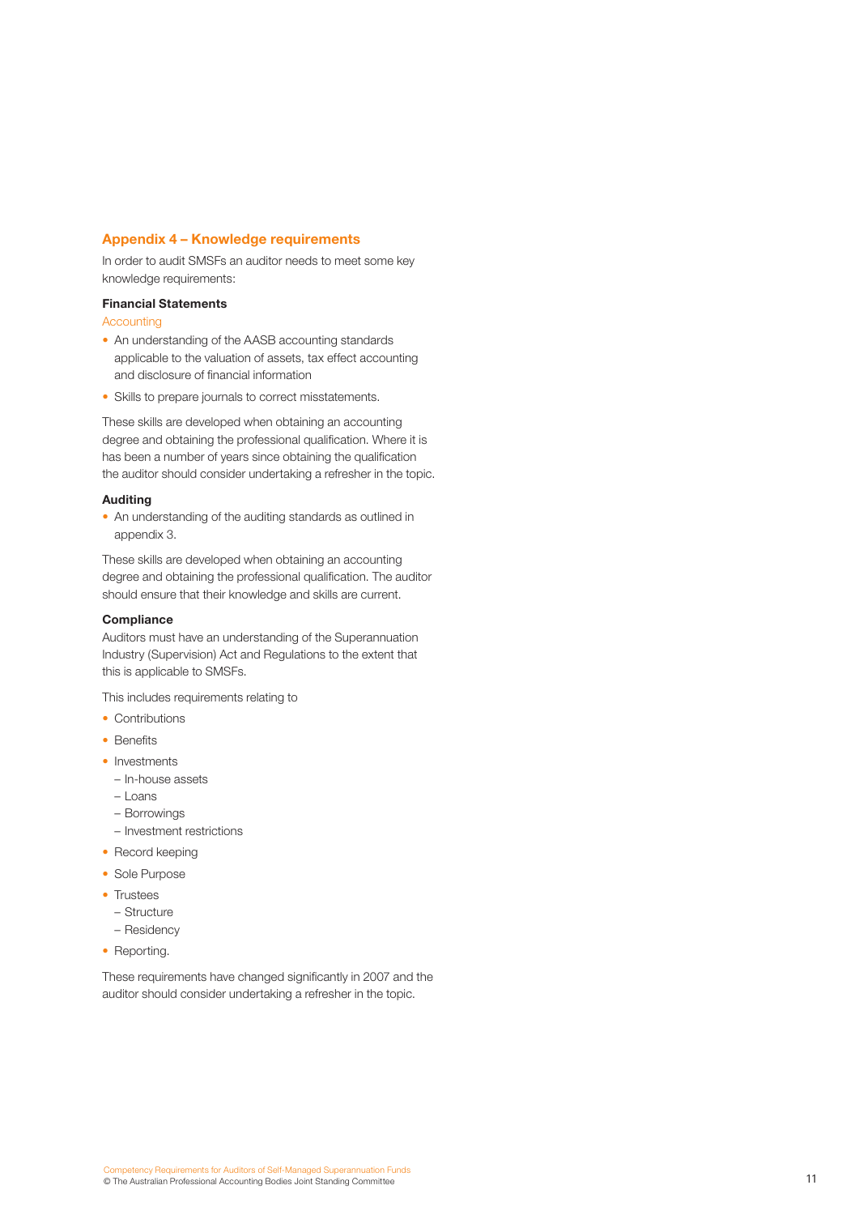## Appendix 4 – Knowledge requirements

In order to audit SMSFs an auditor needs to meet some key knowledge requirements:

### Financial Statements

#### Accounting

- An understanding of the AASB accounting standards applicable to the valuation of assets, tax effect accounting and disclosure of financial information
- Skills to prepare journals to correct misstatements.

These skills are developed when obtaining an accounting degree and obtaining the professional qualification. Where it is has been a number of years since obtaining the qualification the auditor should consider undertaking a refresher in the topic.

### Auditing

- An understanding of the auditing standards as outlined in appendix 3.

These skills are developed when obtaining an accounting degree and obtaining the professional qualification. The auditor should ensure that their knowledge and skills are current.

### Compliance

Auditors must have an understanding of the Superannuation Industry (Supervision) Act and Regulations to the extent that this is applicable to SMSFs.

This includes requirements relating to

- Contributions
- Benefits
- Investments
  - In-house assets
  - Loans
  - Borrowings
  - Investment restrictions
- Record keeping
- Sole Purpose
- Trustees
  - Structure
  - Residency
- Reporting.

These requirements have changed significantly in 2007 and the auditor should consider undertaking a refresher in the topic.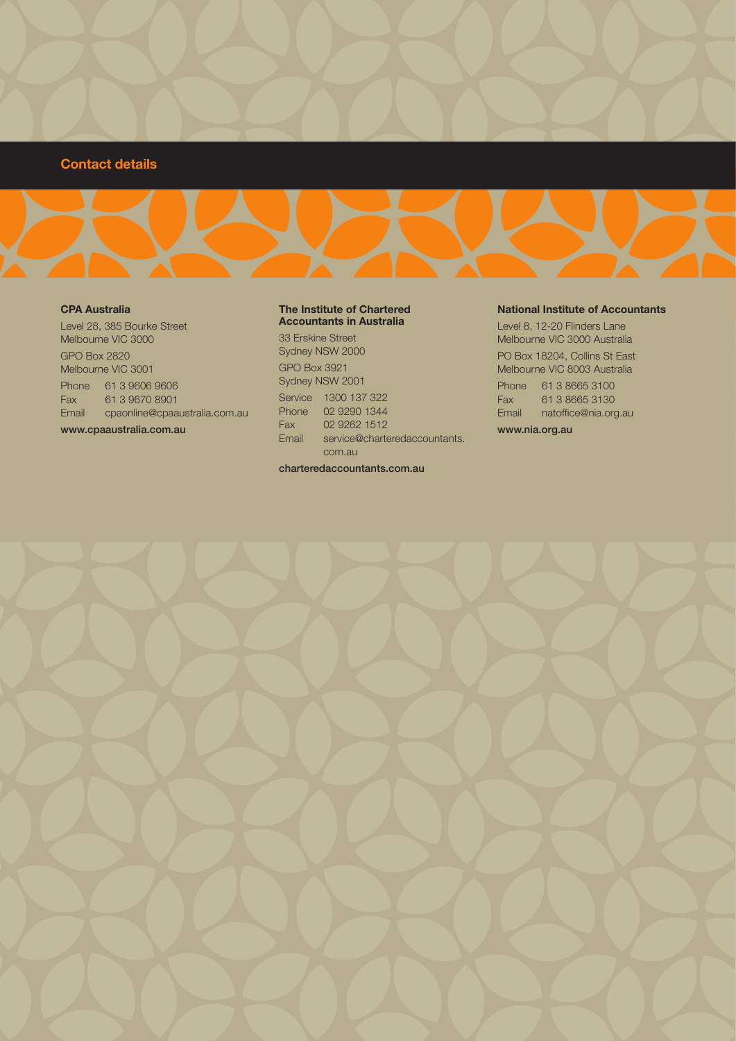## Contact details

**CPA Australia**

Level 28, 385 Bourke Street
Melbourne VIC 3000

GPO Box 2820
Melbourne VIC 3001

Phone 61 3 9606 9606
Fax 61 3 9670 8901
Email cpaonline@cpaaustralia.com.au

**www.cpaaustralia.com.au**

**The Institute of Chartered Accountants in Australia**

33 Erskine Street
Sydney NSW 2000

GPO Box 3921
Sydney NSW 2001

Service 1300 137 322
Phone 02 9290 1344
Fax 02 9262 1512
Email service@charteredaccountants.com.au

**charteredaccountants.com.au**

**National Institute of Accountants**

Level 8, 12-20 Flinders Lane
Melbourne VIC 3000 Australia

PO Box 18204, Collins St East
Melbourne VIC 8003 Australia

Phone 61 3 8665 3100
Fax 61 3 8665 3130
Email natoffice@nia.org.au

**www.nia.org.au**